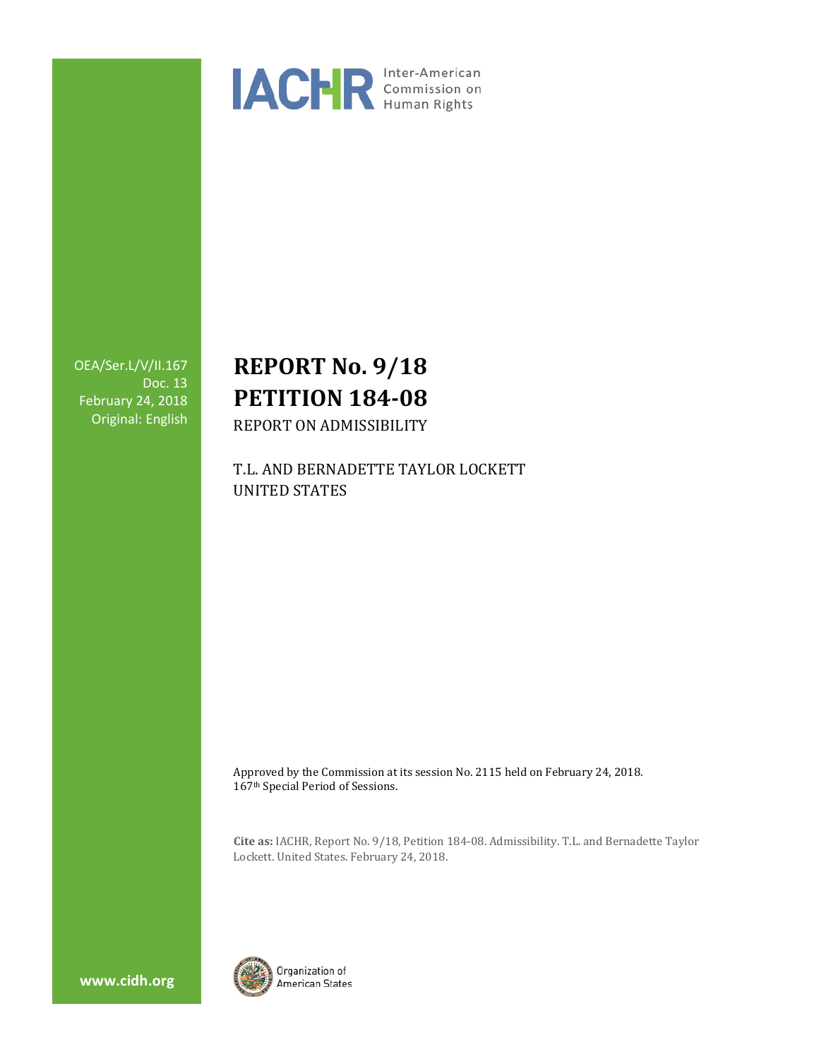IACHR Inter-American Commission on Human Rights

OEA/Ser.L/V/II.167
Doc. 13
February 24, 2018
Original: English

# REPORT No. 9/18
# PETITION 184-08

REPORT ON ADMISSIBILITY

T.L. AND BERNADETTE TAYLOR LOCKETT
UNITED STATES

Approved by the Commission at its session No. 2115 held on February 24, 2018.
167th Special Period of Sessions.

**Cite as:** IACHR, Report No. 9/18, Petition 184-08. Admissibility. T.L. and Bernadette Taylor Lockett. United States. February 24, 2018.

www.cidh.org

Organization of American States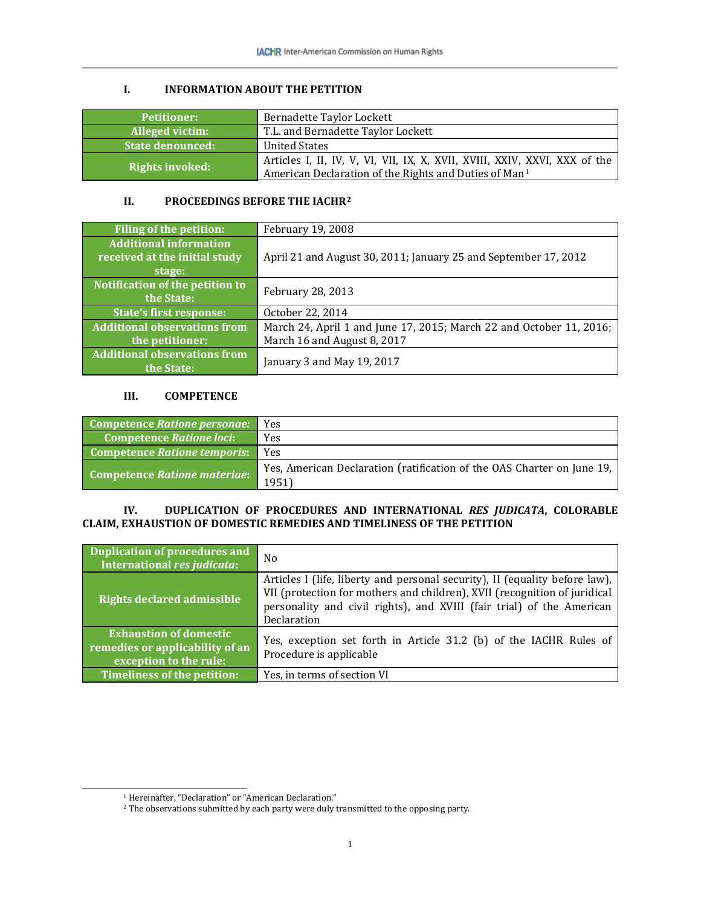## I. INFORMATION ABOUT THE PETITION

| | |
|---|---|
| **Petitioner:** | Bernadette Taylor Lockett |
| **Alleged victim:** | T.L. and Bernadette Taylor Lockett |
| **State denounced:** | United States |
| **Rights invoked:** | Articles I, II, IV, V, VI, VII, IX, X, XVII, XVIII, XXIV, XXVI, XXX of the American Declaration of the Rights and Duties of Man[1] |

## II. PROCEEDINGS BEFORE THE IACHR[2]

| | |
|---|---|
| **Filing of the petition:** | February 19, 2008 |
| **Additional information received at the initial study stage:** | April 21 and August 30, 2011; January 25 and September 17, 2012 |
| **Notification of the petition to the State:** | February 28, 2013 |
| **State's first response:** | October 22, 2014 |
| **Additional observations from the petitioner:** | March 24, April 1 and June 17, 2015; March 22 and October 11, 2016; March 16 and August 8, 2017 |
| **Additional observations from the State:** | January 3 and May 19, 2017 |

## III. COMPETENCE

| | |
|---|---|
| **Competence *Ratione personae*:** | Yes |
| **Competence *Ratione loci*:** | Yes |
| **Competence *Ratione temporis*:** | Yes |
| **Competence *Ratione materiae*:** | Yes, American Declaration (ratification of the OAS Charter on June 19, 1951) |

## IV. DUPLICATION OF PROCEDURES AND INTERNATIONAL *RES JUDICATA*, COLORABLE CLAIM, EXHAUSTION OF DOMESTIC REMEDIES AND TIMELINESS OF THE PETITION

| | |
|---|---|
| **Duplication of procedures and International *res judicata*:** | No |
| **Rights declared admissible** | Articles I (life, liberty and personal security), II (equality before law), VII (protection for mothers and children), XVII (recognition of juridical personality and civil rights), and XVIII (fair trial) of the American Declaration |
| **Exhaustion of domestic remedies or applicability of an exception to the rule:** | Yes, exception set forth in Article 31.2 (b) of the IACHR Rules of Procedure is applicable |
| **Timeliness of the petition:** | Yes, in terms of section VI |

[1] Hereinafter, "Declaration" or "American Declaration."

[2] The observations submitted by each party were duly transmitted to the opposing party.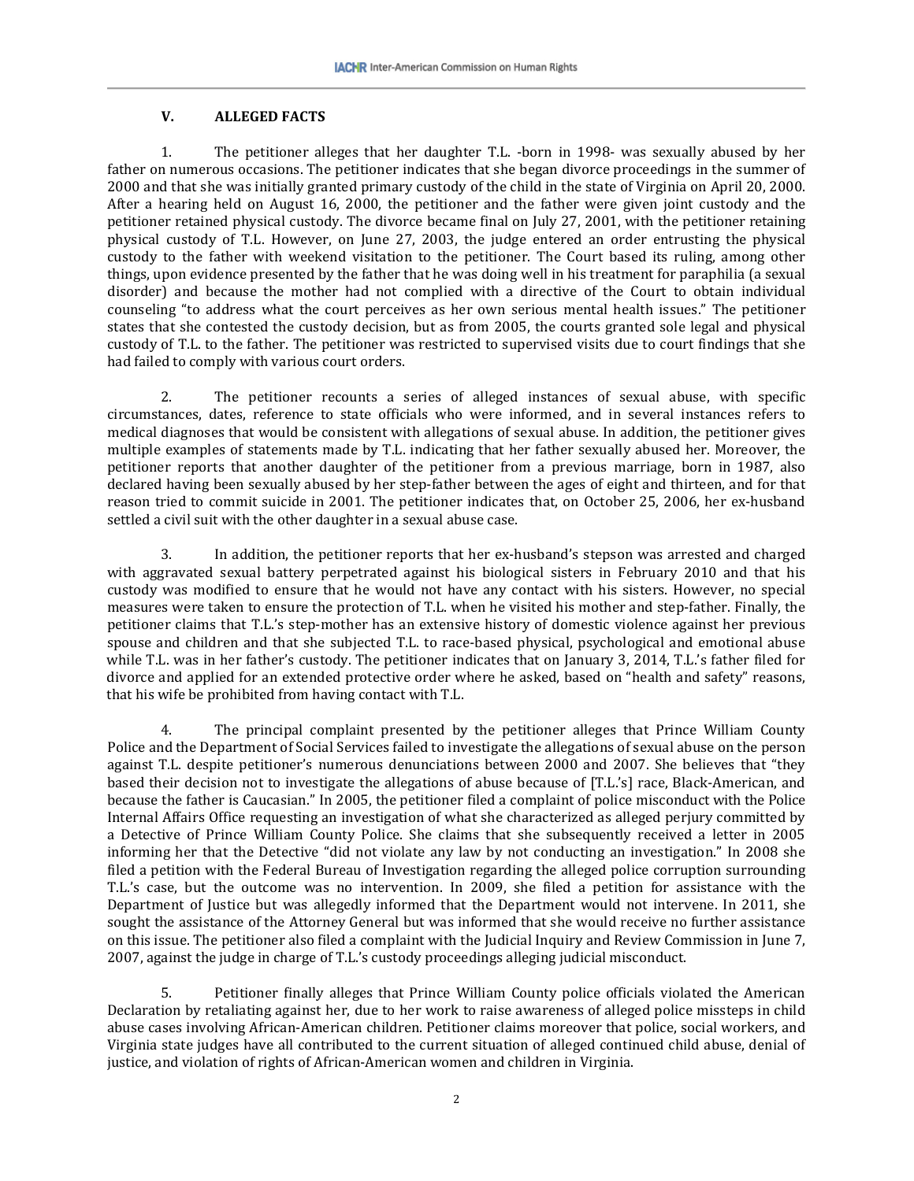### V. ALLEGED FACTS

1. The petitioner alleges that her daughter T.L. -born in 1998- was sexually abused by her father on numerous occasions. The petitioner indicates that she began divorce proceedings in the summer of 2000 and that she was initially granted primary custody of the child in the state of Virginia on April 20, 2000. After a hearing held on August 16, 2000, the petitioner and the father were given joint custody and the petitioner retained physical custody. The divorce became final on July 27, 2001, with the petitioner retaining physical custody of T.L. However, on June 27, 2003, the judge entered an order entrusting the physical custody to the father with weekend visitation to the petitioner. The Court based its ruling, among other things, upon evidence presented by the father that he was doing well in his treatment for paraphilia (a sexual disorder) and because the mother had not complied with a directive of the Court to obtain individual counseling "to address what the court perceives as her own serious mental health issues." The petitioner states that she contested the custody decision, but as from 2005, the courts granted sole legal and physical custody of T.L. to the father. The petitioner was restricted to supervised visits due to court findings that she had failed to comply with various court orders.

2. The petitioner recounts a series of alleged instances of sexual abuse, with specific circumstances, dates, reference to state officials who were informed, and in several instances refers to medical diagnoses that would be consistent with allegations of sexual abuse. In addition, the petitioner gives multiple examples of statements made by T.L. indicating that her father sexually abused her. Moreover, the petitioner reports that another daughter of the petitioner from a previous marriage, born in 1987, also declared having been sexually abused by her step-father between the ages of eight and thirteen, and for that reason tried to commit suicide in 2001. The petitioner indicates that, on October 25, 2006, her ex-husband settled a civil suit with the other daughter in a sexual abuse case.

3. In addition, the petitioner reports that her ex-husband's stepson was arrested and charged with aggravated sexual battery perpetrated against his biological sisters in February 2010 and that his custody was modified to ensure that he would not have any contact with his sisters. However, no special measures were taken to ensure the protection of T.L. when he visited his mother and step-father. Finally, the petitioner claims that T.L.'s step-mother has an extensive history of domestic violence against her previous spouse and children and that she subjected T.L. to race-based physical, psychological and emotional abuse while T.L. was in her father's custody. The petitioner indicates that on January 3, 2014, T.L.'s father filed for divorce and applied for an extended protective order where he asked, based on "health and safety" reasons, that his wife be prohibited from having contact with T.L.

4. The principal complaint presented by the petitioner alleges that Prince William County Police and the Department of Social Services failed to investigate the allegations of sexual abuse on the person against T.L. despite petitioner's numerous denunciations between 2000 and 2007. She believes that "they based their decision not to investigate the allegations of abuse because of [T.L.'s] race, Black-American, and because the father is Caucasian." In 2005, the petitioner filed a complaint of police misconduct with the Police Internal Affairs Office requesting an investigation of what she characterized as alleged perjury committed by a Detective of Prince William County Police. She claims that she subsequently received a letter in 2005 informing her that the Detective "did not violate any law by not conducting an investigation." In 2008 she filed a petition with the Federal Bureau of Investigation regarding the alleged police corruption surrounding T.L.'s case, but the outcome was no intervention. In 2009, she filed a petition for assistance with the Department of Justice but was allegedly informed that the Department would not intervene. In 2011, she sought the assistance of the Attorney General but was informed that she would receive no further assistance on this issue. The petitioner also filed a complaint with the Judicial Inquiry and Review Commission in June 7, 2007, against the judge in charge of T.L.'s custody proceedings alleging judicial misconduct.

5. Petitioner finally alleges that Prince William County police officials violated the American Declaration by retaliating against her, due to her work to raise awareness of alleged police missteps in child abuse cases involving African-American children. Petitioner claims moreover that police, social workers, and Virginia state judges have all contributed to the current situation of alleged continued child abuse, denial of justice, and violation of rights of African-American women and children in Virginia.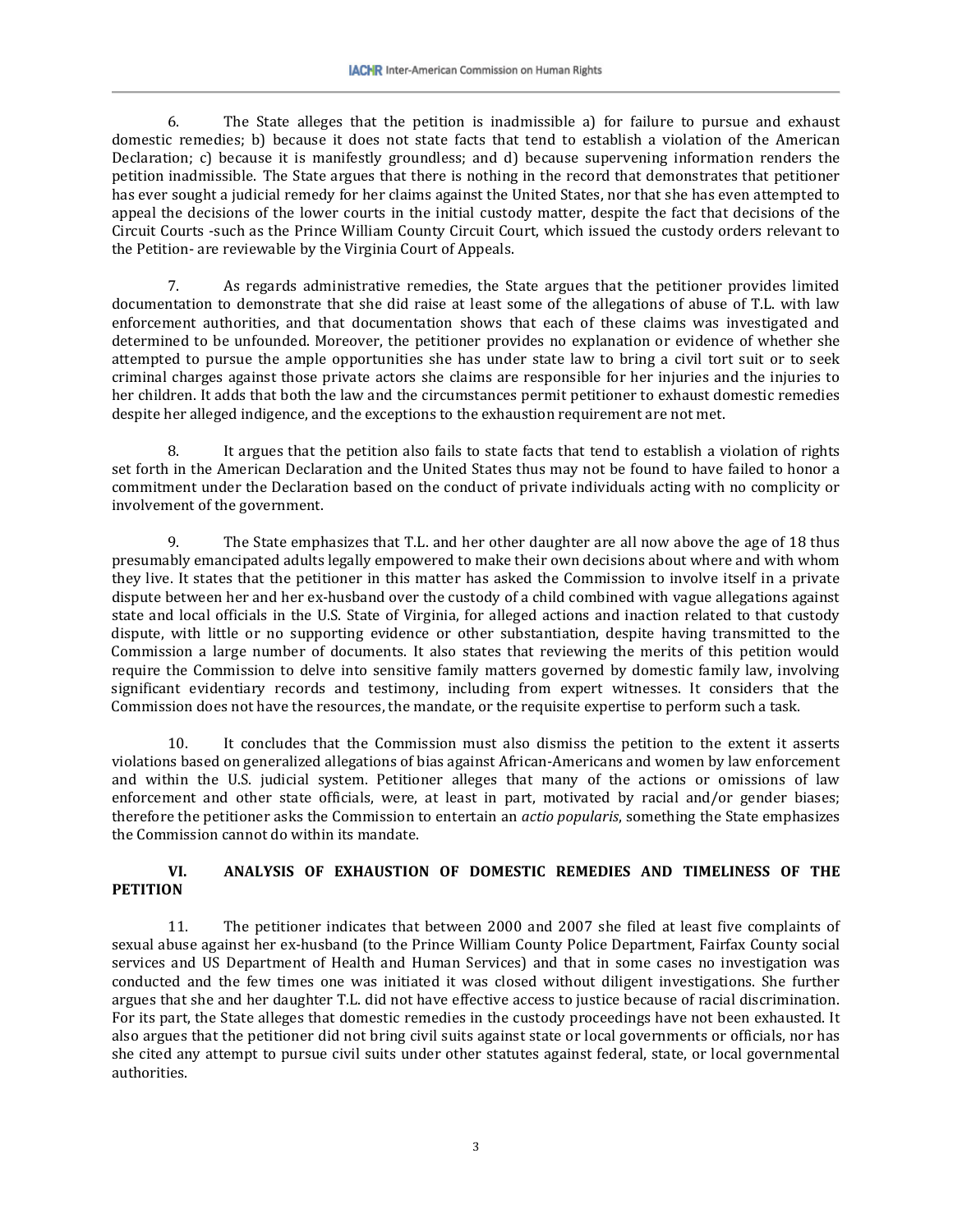6. The State alleges that the petition is inadmissible a) for failure to pursue and exhaust domestic remedies; b) because it does not state facts that tend to establish a violation of the American Declaration; c) because it is manifestly groundless; and d) because supervening information renders the petition inadmissible. The State argues that there is nothing in the record that demonstrates that petitioner has ever sought a judicial remedy for her claims against the United States, nor that she has even attempted to appeal the decisions of the lower courts in the initial custody matter, despite the fact that decisions of the Circuit Courts -such as the Prince William County Circuit Court, which issued the custody orders relevant to the Petition- are reviewable by the Virginia Court of Appeals.

7. As regards administrative remedies, the State argues that the petitioner provides limited documentation to demonstrate that she did raise at least some of the allegations of abuse of T.L. with law enforcement authorities, and that documentation shows that each of these claims was investigated and determined to be unfounded. Moreover, the petitioner provides no explanation or evidence of whether she attempted to pursue the ample opportunities she has under state law to bring a civil tort suit or to seek criminal charges against those private actors she claims are responsible for her injuries and the injuries to her children. It adds that both the law and the circumstances permit petitioner to exhaust domestic remedies despite her alleged indigence, and the exceptions to the exhaustion requirement are not met.

8. It argues that the petition also fails to state facts that tend to establish a violation of rights set forth in the American Declaration and the United States thus may not be found to have failed to honor a commitment under the Declaration based on the conduct of private individuals acting with no complicity or involvement of the government.

9. The State emphasizes that T.L. and her other daughter are all now above the age of 18 thus presumably emancipated adults legally empowered to make their own decisions about where and with whom they live. It states that the petitioner in this matter has asked the Commission to involve itself in a private dispute between her and her ex-husband over the custody of a child combined with vague allegations against state and local officials in the U.S. State of Virginia, for alleged actions and inaction related to that custody dispute, with little or no supporting evidence or other substantiation, despite having transmitted to the Commission a large number of documents. It also states that reviewing the merits of this petition would require the Commission to delve into sensitive family matters governed by domestic family law, involving significant evidentiary records and testimony, including from expert witnesses. It considers that the Commission does not have the resources, the mandate, or the requisite expertise to perform such a task.

10. It concludes that the Commission must also dismiss the petition to the extent it asserts violations based on generalized allegations of bias against African-Americans and women by law enforcement and within the U.S. judicial system. Petitioner alleges that many of the actions or omissions of law enforcement and other state officials, were, at least in part, motivated by racial and/or gender biases; therefore the petitioner asks the Commission to entertain an *actio popularis*, something the State emphasizes the Commission cannot do within its mandate.

## VI. ANALYSIS OF EXHAUSTION OF DOMESTIC REMEDIES AND TIMELINESS OF THE PETITION

11. The petitioner indicates that between 2000 and 2007 she filed at least five complaints of sexual abuse against her ex-husband (to the Prince William County Police Department, Fairfax County social services and US Department of Health and Human Services) and that in some cases no investigation was conducted and the few times one was initiated it was closed without diligent investigations. She further argues that she and her daughter T.L. did not have effective access to justice because of racial discrimination. For its part, the State alleges that domestic remedies in the custody proceedings have not been exhausted. It also argues that the petitioner did not bring civil suits against state or local governments or officials, nor has she cited any attempt to pursue civil suits under other statutes against federal, state, or local governmental authorities.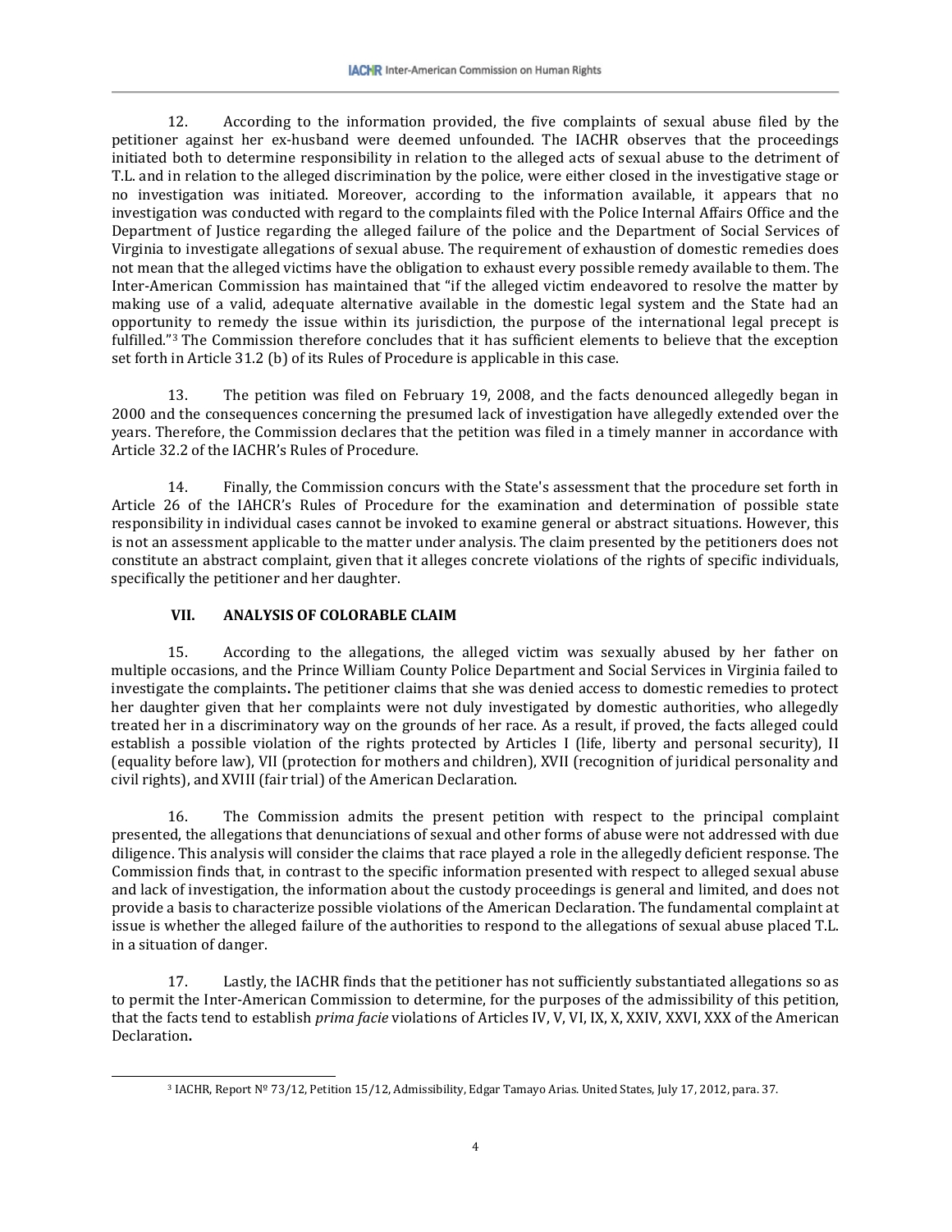12. According to the information provided, the five complaints of sexual abuse filed by the petitioner against her ex-husband were deemed unfounded. The IACHR observes that the proceedings initiated both to determine responsibility in relation to the alleged acts of sexual abuse to the detriment of T.L. and in relation to the alleged discrimination by the police, were either closed in the investigative stage or no investigation was initiated. Moreover, according to the information available, it appears that no investigation was conducted with regard to the complaints filed with the Police Internal Affairs Office and the Department of Justice regarding the alleged failure of the police and the Department of Social Services of Virginia to investigate allegations of sexual abuse. The requirement of exhaustion of domestic remedies does not mean that the alleged victims have the obligation to exhaust every possible remedy available to them. The Inter-American Commission has maintained that "if the alleged victim endeavored to resolve the matter by making use of a valid, adequate alternative available in the domestic legal system and the State had an opportunity to remedy the issue within its jurisdiction, the purpose of the international legal precept is fulfilled."[3] The Commission therefore concludes that it has sufficient elements to believe that the exception set forth in Article 31.2 (b) of its Rules of Procedure is applicable in this case.

13. The petition was filed on February 19, 2008, and the facts denounced allegedly began in 2000 and the consequences concerning the presumed lack of investigation have allegedly extended over the years. Therefore, the Commission declares that the petition was filed in a timely manner in accordance with Article 32.2 of the IACHR's Rules of Procedure.

14. Finally, the Commission concurs with the State's assessment that the procedure set forth in Article 26 of the IAHCR's Rules of Procedure for the examination and determination of possible state responsibility in individual cases cannot be invoked to examine general or abstract situations. However, this is not an assessment applicable to the matter under analysis. The claim presented by the petitioners does not constitute an abstract complaint, given that it alleges concrete violations of the rights of specific individuals, specifically the petitioner and her daughter.

## VII. ANALYSIS OF COLORABLE CLAIM

15. According to the allegations, the alleged victim was sexually abused by her father on multiple occasions, and the Prince William County Police Department and Social Services in Virginia failed to investigate the complaints**.** The petitioner claims that she was denied access to domestic remedies to protect her daughter given that her complaints were not duly investigated by domestic authorities, who allegedly treated her in a discriminatory way on the grounds of her race. As a result, if proved, the facts alleged could establish a possible violation of the rights protected by Articles I (life, liberty and personal security), II (equality before law), VII (protection for mothers and children), XVII (recognition of juridical personality and civil rights), and XVIII (fair trial) of the American Declaration.

16. The Commission admits the present petition with respect to the principal complaint presented, the allegations that denunciations of sexual and other forms of abuse were not addressed with due diligence. This analysis will consider the claims that race played a role in the allegedly deficient response. The Commission finds that, in contrast to the specific information presented with respect to alleged sexual abuse and lack of investigation, the information about the custody proceedings is general and limited, and does not provide a basis to characterize possible violations of the American Declaration. The fundamental complaint at issue is whether the alleged failure of the authorities to respond to the allegations of sexual abuse placed T.L. in a situation of danger.

17. Lastly, the IACHR finds that the petitioner has not sufficiently substantiated allegations so as to permit the Inter-American Commission to determine, for the purposes of the admissibility of this petition, that the facts tend to establish *prima facie* violations of Articles IV, V, VI, IX, X, XXIV, XXVI, XXX of the American Declaration**.**

[3] IACHR, Report Nº 73/12, Petition 15/12, Admissibility, Edgar Tamayo Arias. United States, July 17, 2012, para. 37.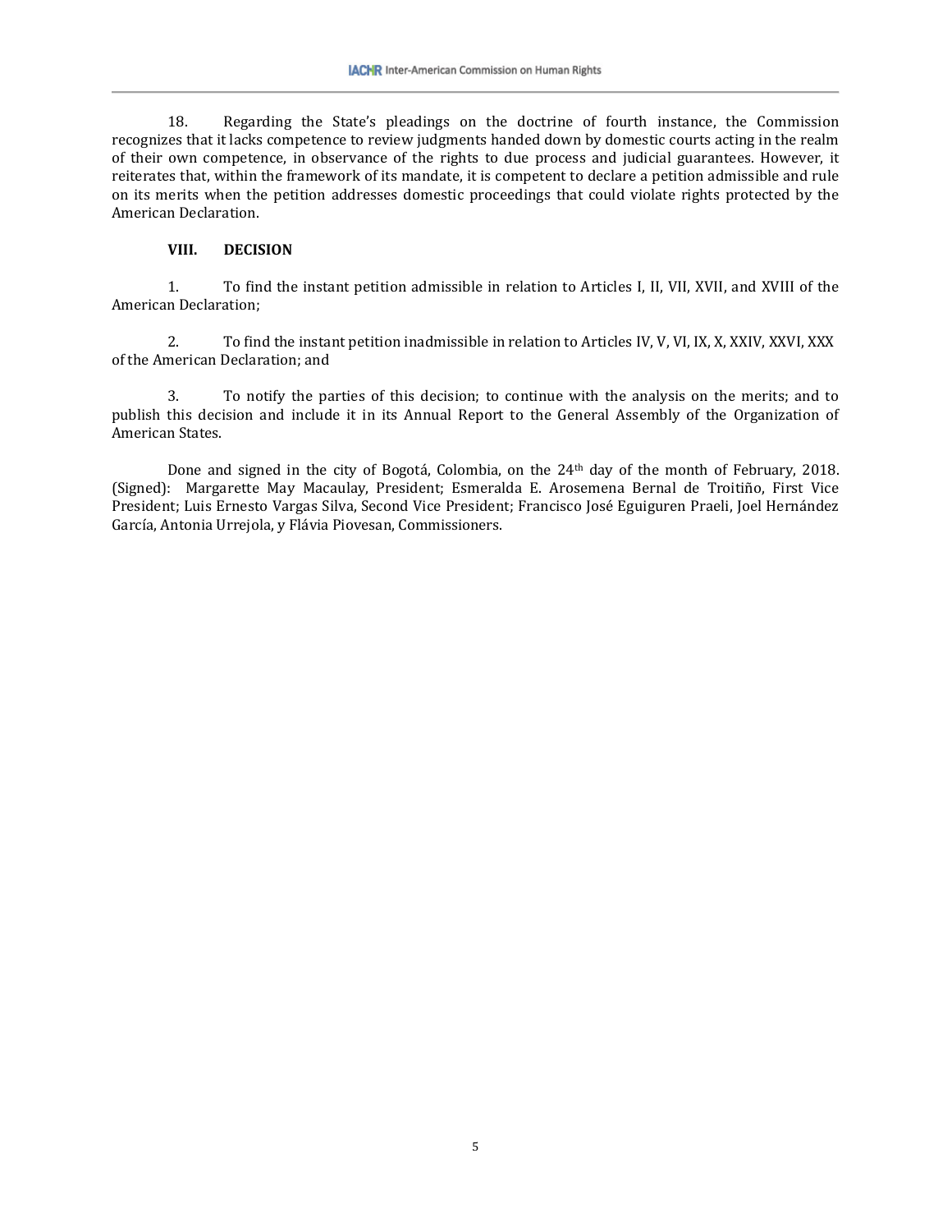18. Regarding the State's pleadings on the doctrine of fourth instance, the Commission recognizes that it lacks competence to review judgments handed down by domestic courts acting in the realm of their own competence, in observance of the rights to due process and judicial guarantees. However, it reiterates that, within the framework of its mandate, it is competent to declare a petition admissible and rule on its merits when the petition addresses domestic proceedings that could violate rights protected by the American Declaration.

## VIII. DECISION

1. To find the instant petition admissible in relation to Articles I, II, VII, XVII, and XVIII of the American Declaration;

2. To find the instant petition inadmissible in relation to Articles IV, V, VI, IX, X, XXIV, XXVI, XXX of the American Declaration; and

3. To notify the parties of this decision; to continue with the analysis on the merits; and to publish this decision and include it in its Annual Report to the General Assembly of the Organization of American States.

Done and signed in the city of Bogotá, Colombia, on the 24th day of the month of February, 2018. (Signed): Margarette May Macaulay, President; Esmeralda E. Arosemena Bernal de Troitiño, First Vice President; Luis Ernesto Vargas Silva, Second Vice President; Francisco José Eguiguren Praeli, Joel Hernández García, Antonia Urrejola, y Flávia Piovesan, Commissioners.